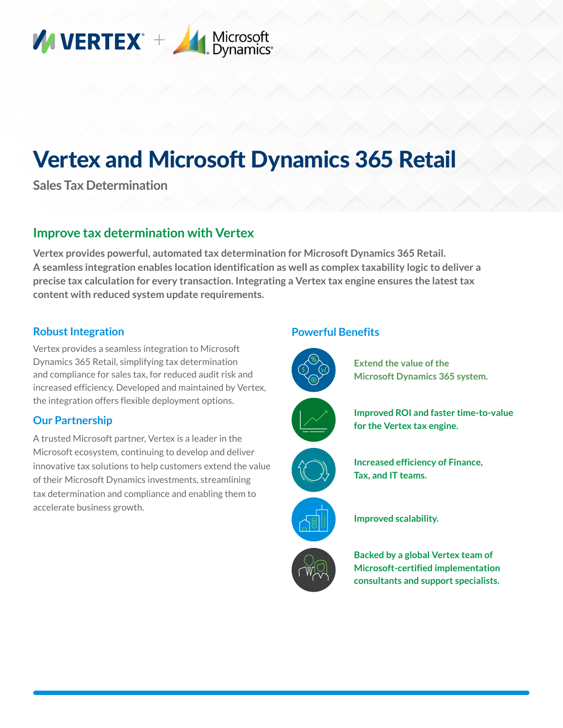# Vertex and Microsoft Dynamics 365 Retail

Sales Tax Determination

## Improve tax determination with Vertex

**Vertex provides powerful, automated tax determination for Microsoft Dynamics 365 Retail. A seamless integration enables location identification as well as complex taxability logic to deliver a precise tax calculation for every transaction. Integrating a Vertex tax engine ensures the latest tax content with reduced system update requirements.**

### Robust Integration

Vertex provides a seamless integration to Microsoft Dynamics 365 Retail, simplifying tax determination and compliance for sales tax, for reduced audit risk and increased efficiency. Developed and maintained by Vertex, the integration offers flexible deployment options.

### Our Partnership

A trusted Microsoft partner, Vertex is a leader in the Microsoft ecosystem, continuing to develop and deliver innovative tax solutions to help customers extend the value of their Microsoft Dynamics investments, streamlining tax determination and compliance and enabling them to accelerate business growth.

### Powerful Benefits

- **Extend the value of the Microsoft Dynamics 365 system.**
- **Improved ROI and faster time-to-value for the Vertex tax engine.**
- **Increased efficiency of Finance, Tax, and IT teams.**
- **Improved scalability.**
- **Backed by a global Vertex team of Microsoft-certified implementation consultants and support specialists.**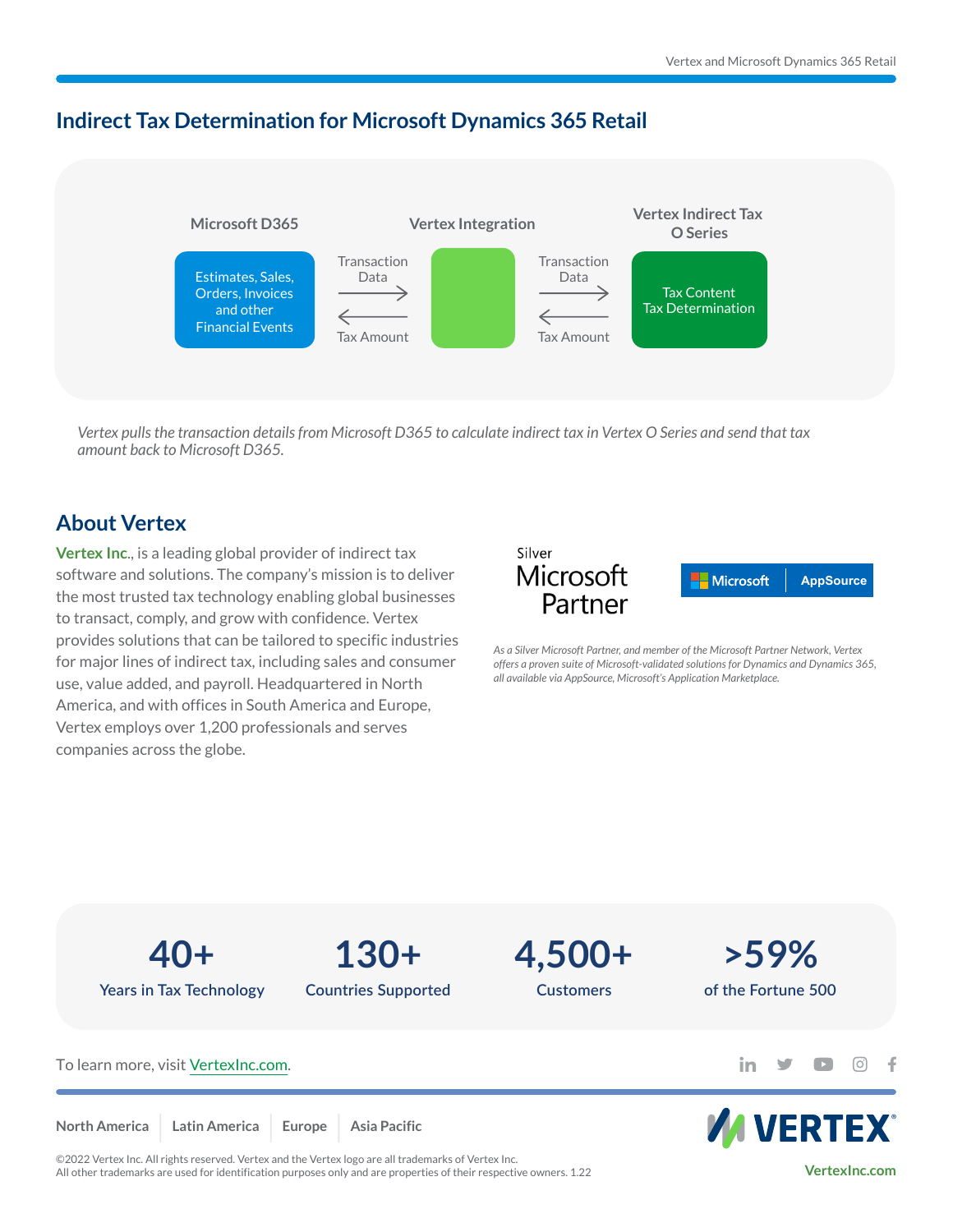## Indirect Tax Determination for Microsoft Dynamics 365 Retail

Microsoft D365

Estimates, Sales, Orders, Invoices and other Financial Events

Transaction Data

Tax Amount

Vertex Integration

Transaction Data

Tax Amount

Vertex Indirect Tax O Series

Tax Content Tax Determination

*Vertex pulls the transaction details from Microsoft D365 to calculate indirect tax in Vertex O Series and send that tax amount back to Microsoft D365.*

## About Vertex

**Vertex Inc.**, is a leading global provider of indirect tax software and solutions. The company's mission is to deliver the most trusted tax technology enabling global businesses to transact, comply, and grow with confidence. Vertex provides solutions that can be tailored to specific industries for major lines of indirect tax, including sales and consumer use, value added, and payroll. Headquartered in North America, and with offices in South America and Europe, Vertex employs over 1,200 professionals and serves companies across the globe.

Silver Microsoft Partner

Microsoft AppSource

*As a Silver Microsoft Partner, and member of the Microsoft Partner Network, Vertex offers a proven suite of Microsoft-validated solutions for Dynamics and Dynamics 365, all available via AppSource, Microsoft's Application Marketplace.*

**40+** Years in Tax Technology

**130+** Countries Supported

**4,500+** Customers

**>59%** of the Fortune 500

To learn more, visit VertexInc.com.

North America | Latin America | Europe | Asia Pacific

VERTEX

VertexInc.com

©2022 Vertex Inc. All rights reserved. Vertex and the Vertex logo are all trademarks of Vertex Inc.
All other trademarks are used for identification purposes only and are properties of their respective owners. 1.22